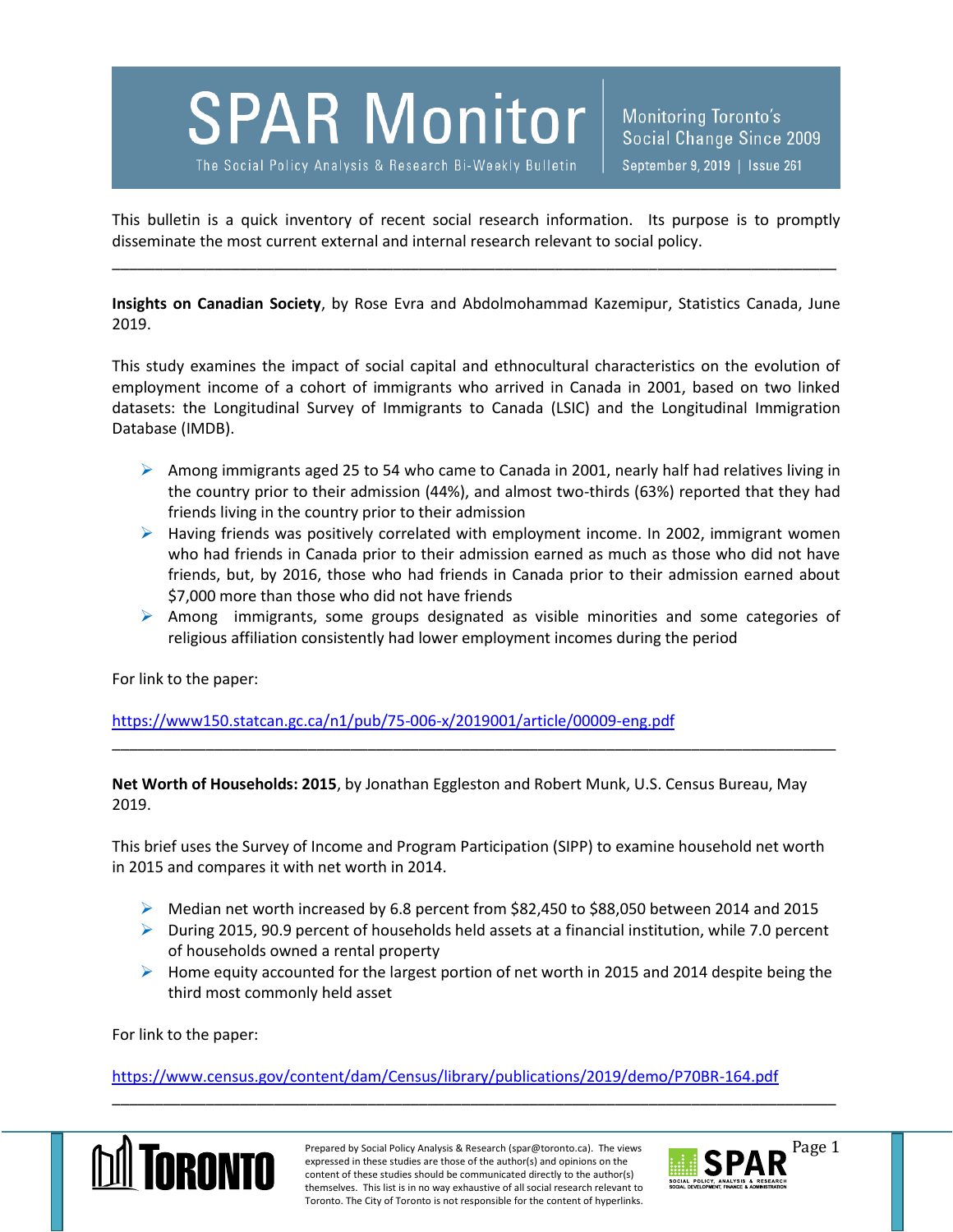# SPAR Monitor

The Social Policy Analysis & Research Bi-Weekly Bulletin

Monitoring Toronto's Social Change Since 2009

September 9, 2019 | Issue 261

This bulletin is a quick inventory of recent social research information. Its purpose is to promptly disseminate the most current external and internal research relevant to social policy.

---

**Insights on Canadian Society**, by Rose Evra and Abdolmohammad Kazemipur, Statistics Canada, June 2019.

This study examines the impact of social capital and ethnocultural characteristics on the evolution of employment income of a cohort of immigrants who arrived in Canada in 2001, based on two linked datasets: the Longitudinal Survey of Immigrants to Canada (LSIC) and the Longitudinal Immigration Database (IMDB).

- Among immigrants aged 25 to 54 who came to Canada in 2001, nearly half had relatives living in the country prior to their admission (44%), and almost two-thirds (63%) reported that they had friends living in the country prior to their admission
- Having friends was positively correlated with employment income. In 2002, immigrant women who had friends in Canada prior to their admission earned as much as those who did not have friends, but, by 2016, those who had friends in Canada prior to their admission earned about $7,000 more than those who did not have friends
- Among immigrants, some groups designated as visible minorities and some categories of religious affiliation consistently had lower employment incomes during the period

For link to the paper:

https://www150.statcan.gc.ca/n1/pub/75-006-x/2019001/article/00009-eng.pdf

---

**Net Worth of Households: 2015**, by Jonathan Eggleston and Robert Munk, U.S. Census Bureau, May 2019.

This brief uses the Survey of Income and Program Participation (SIPP) to examine household net worth in 2015 and compares it with net worth in 2014.

- Median net worth increased by 6.8 percent from $82,450 to $88,050 between 2014 and 2015
- During 2015, 90.9 percent of households held assets at a financial institution, while 7.0 percent of households owned a rental property
- Home equity accounted for the largest portion of net worth in 2015 and 2014 despite being the third most commonly held asset

For link to the paper:

https://www.census.gov/content/dam/Census/library/publications/2019/demo/P70BR-164.pdf

---

Prepared by Social Policy Analysis & Research (spar@toronto.ca). The views expressed in these studies are those of the author(s) and opinions on the content of these studies should be communicated directly to the author(s) themselves. This list is in no way exhaustive of all social research relevant to Toronto. The City of Toronto is not responsible for the content of hyperlinks.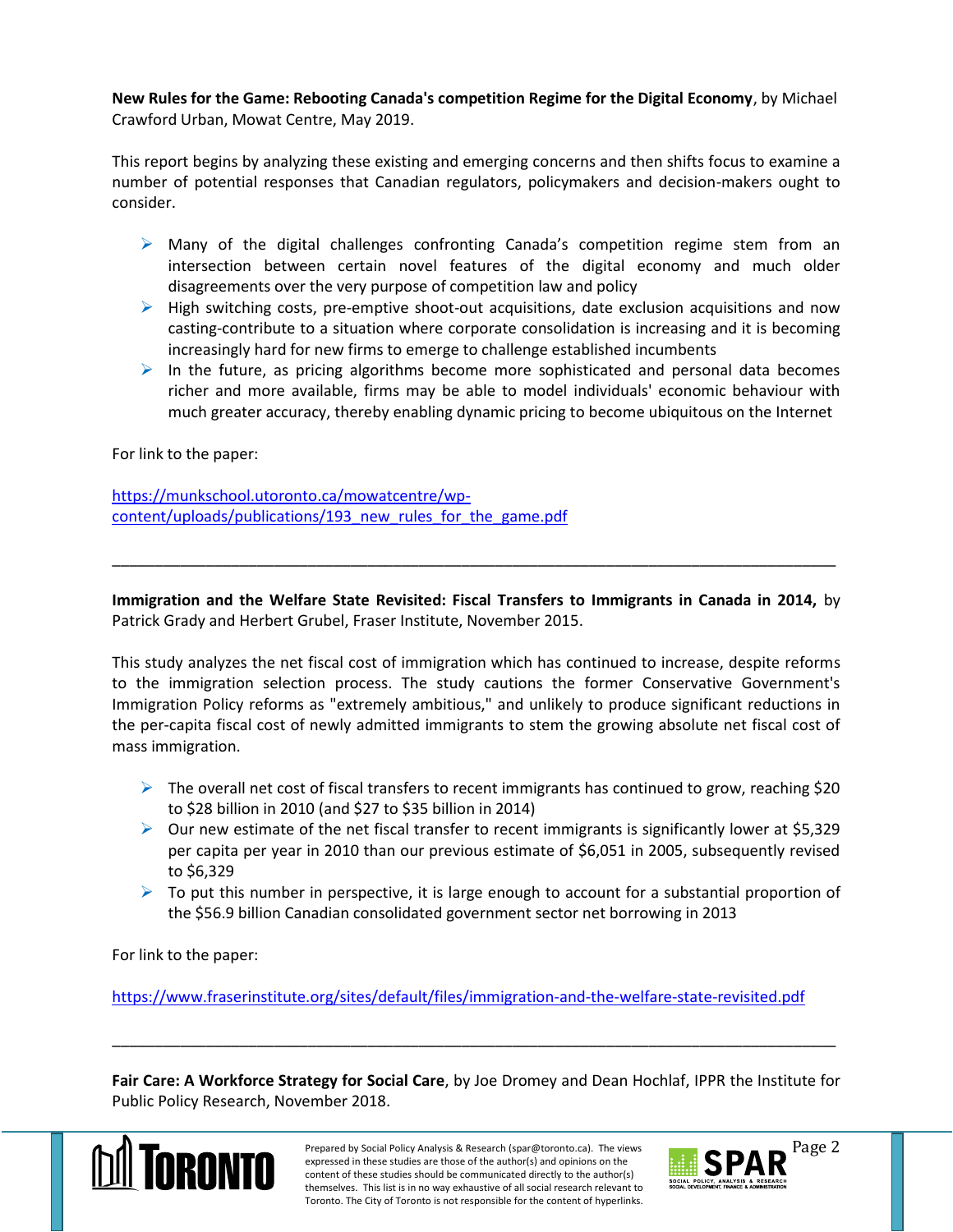**New Rules for the Game: Rebooting Canada's competition Regime for the Digital Economy**, by Michael Crawford Urban, Mowat Centre, May 2019.

This report begins by analyzing these existing and emerging concerns and then shifts focus to examine a number of potential responses that Canadian regulators, policymakers and decision-makers ought to consider.

- Many of the digital challenges confronting Canada's competition regime stem from an intersection between certain novel features of the digital economy and much older disagreements over the very purpose of competition law and policy
- High switching costs, pre-emptive shoot-out acquisitions, date exclusion acquisitions and now casting-contribute to a situation where corporate consolidation is increasing and it is becoming increasingly hard for new firms to emerge to challenge established incumbents
- In the future, as pricing algorithms become more sophisticated and personal data becomes richer and more available, firms may be able to model individuals' economic behaviour with much greater accuracy, thereby enabling dynamic pricing to become ubiquitous on the Internet

For link to the paper:

https://munkschool.utoronto.ca/mowatcentre/wp-content/uploads/publications/193_new_rules_for_the_game.pdf

---

**Immigration and the Welfare State Revisited: Fiscal Transfers to Immigrants in Canada in 2014,** by Patrick Grady and Herbert Grubel, Fraser Institute, November 2015.

This study analyzes the net fiscal cost of immigration which has continued to increase, despite reforms to the immigration selection process. The study cautions the former Conservative Government's Immigration Policy reforms as "extremely ambitious," and unlikely to produce significant reductions in the per-capita fiscal cost of newly admitted immigrants to stem the growing absolute net fiscal cost of mass immigration.

- The overall net cost of fiscal transfers to recent immigrants has continued to grow, reaching $20 to $28 billion in 2010 (and $27 to $35 billion in 2014)
- Our new estimate of the net fiscal transfer to recent immigrants is significantly lower at $5,329 per capita per year in 2010 than our previous estimate of $6,051 in 2005, subsequently revised to $6,329
- To put this number in perspective, it is large enough to account for a substantial proportion of the $56.9 billion Canadian consolidated government sector net borrowing in 2013

For link to the paper:

https://www.fraserinstitute.org/sites/default/files/immigration-and-the-welfare-state-revisited.pdf

---

**Fair Care: A Workforce Strategy for Social Care**, by Joe Dromey and Dean Hochlaf, IPPR the Institute for Public Policy Research, November 2018.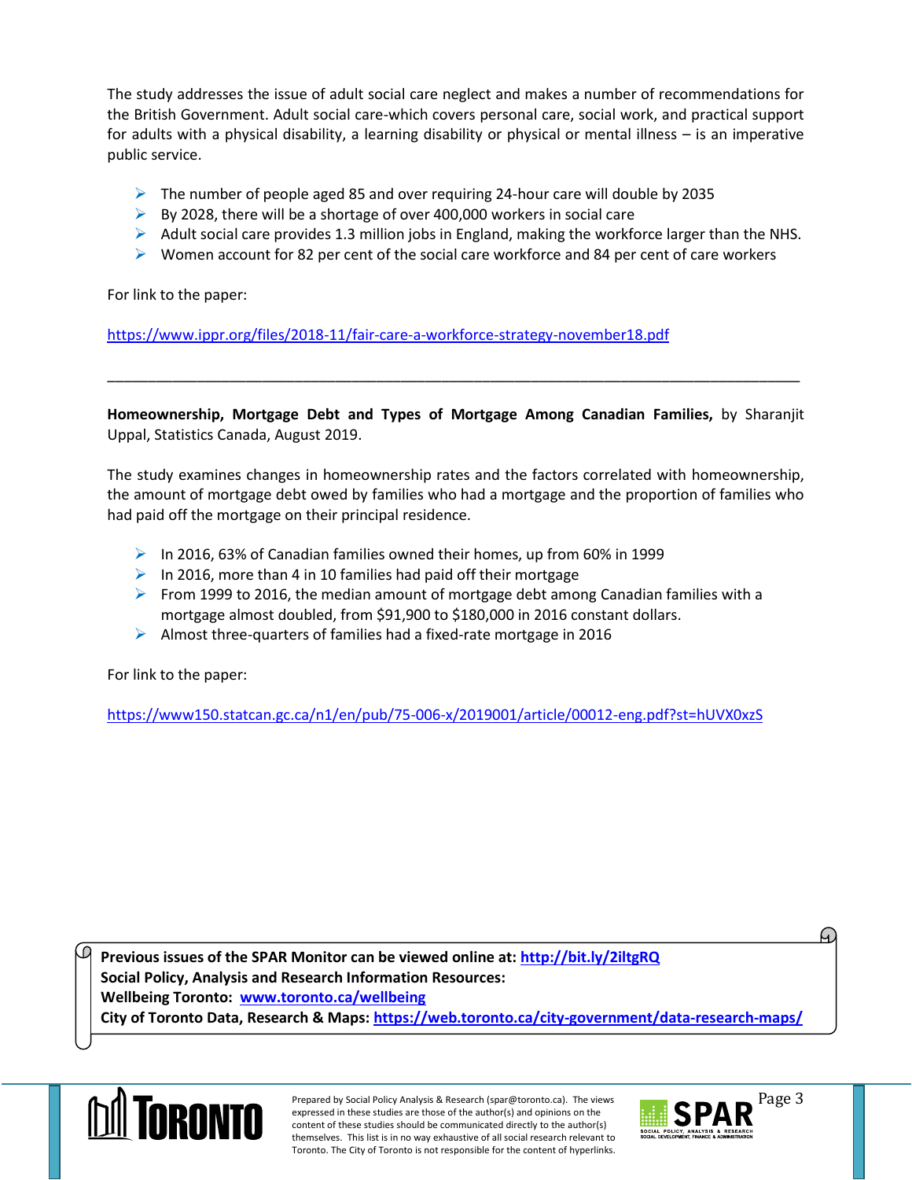The study addresses the issue of adult social care neglect and makes a number of recommendations for the British Government. Adult social care-which covers personal care, social work, and practical support for adults with a physical disability, a learning disability or physical or mental illness – is an imperative public service.

- The number of people aged 85 and over requiring 24-hour care will double by 2035
- By 2028, there will be a shortage of over 400,000 workers in social care
- Adult social care provides 1.3 million jobs in England, making the workforce larger than the NHS.
- Women account for 82 per cent of the social care workforce and 84 per cent of care workers

For link to the paper:

https://www.ippr.org/files/2018-11/fair-care-a-workforce-strategy-november18.pdf

---

**Homeownership, Mortgage Debt and Types of Mortgage Among Canadian Families,** by Sharanjit Uppal, Statistics Canada, August 2019.

The study examines changes in homeownership rates and the factors correlated with homeownership, the amount of mortgage debt owed by families who had a mortgage and the proportion of families who had paid off the mortgage on their principal residence.

- In 2016, 63% of Canadian families owned their homes, up from 60% in 1999
- In 2016, more than 4 in 10 families had paid off their mortgage
- From 1999 to 2016, the median amount of mortgage debt among Canadian families with a mortgage almost doubled, from $91,900 to $180,000 in 2016 constant dollars.
- Almost three-quarters of families had a fixed-rate mortgage in 2016

For link to the paper:

https://www150.statcan.gc.ca/n1/en/pub/75-006-x/2019001/article/00012-eng.pdf?st=hUVX0xzS

**Previous issues of the SPAR Monitor can be viewed online at: http://bit.ly/2iltgRQ**
**Social Policy, Analysis and Research Information Resources:**
**Wellbeing Toronto: www.toronto.ca/wellbeing**
**City of Toronto Data, Research & Maps: https://web.toronto.ca/city-government/data-research-maps/**

Prepared by Social Policy Analysis & Research (spar@toronto.ca). The views expressed in these studies are those of the author(s) and opinions on the content of these studies should be communicated directly to the author(s) themselves. This list is in no way exhaustive of all social research relevant to Toronto. The City of Toronto is not responsible for the content of hyperlinks.